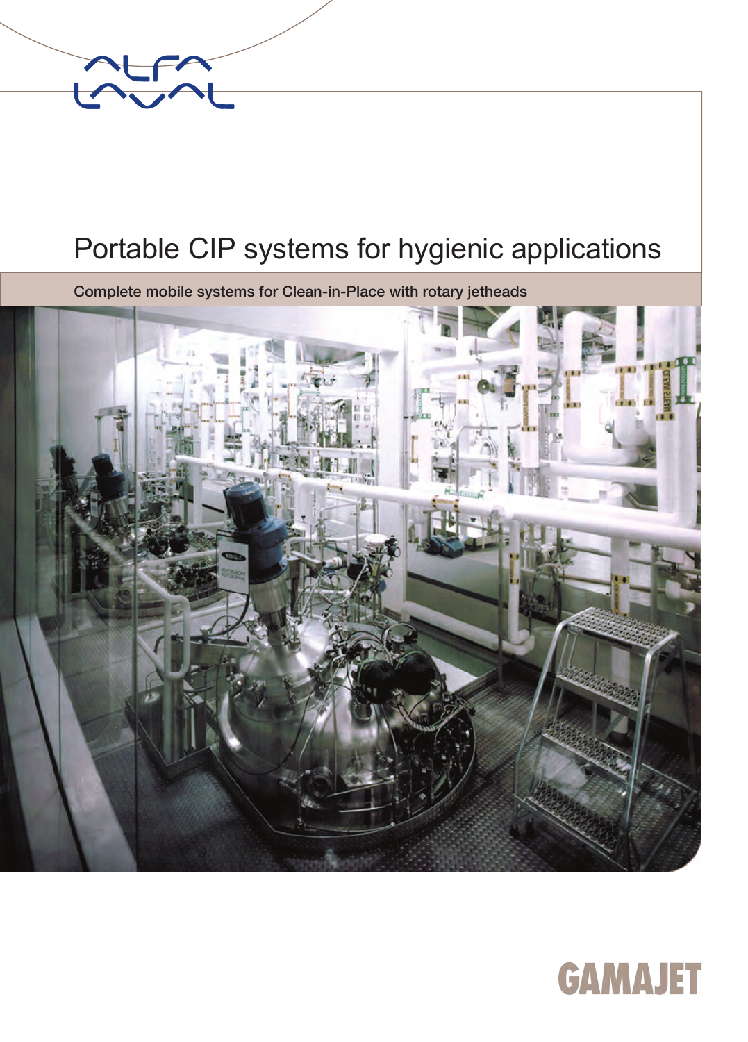# Portable CIP systems for hygienic applications

**Complete mobile systems for Clean-in-Place with rotary jetheads**

GAMAJET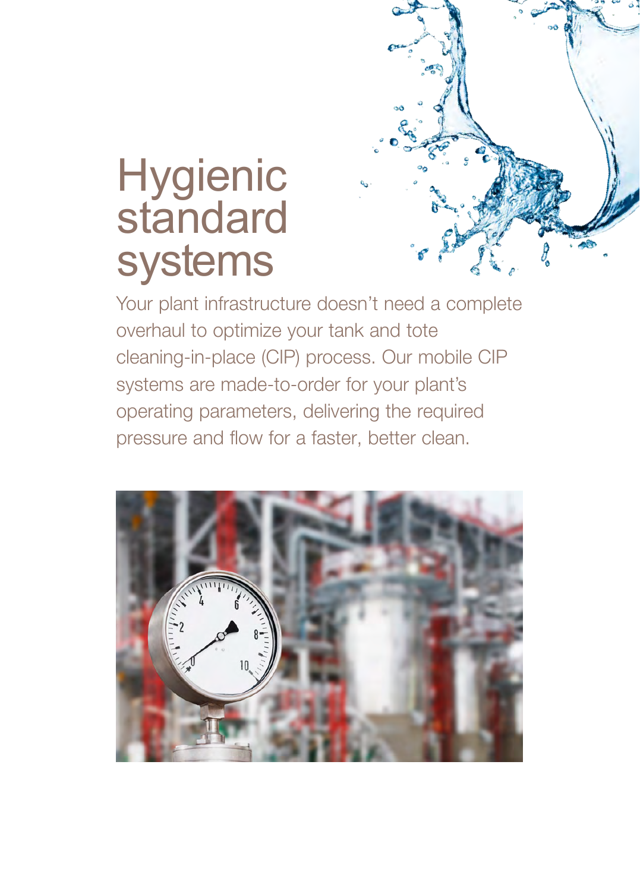# Hygienic standard systems

Your plant infrastructure doesn't need a complete overhaul to optimize your tank and tote cleaning-in-place (CIP) process. Our mobile CIP systems are made-to-order for your plant's operating parameters, delivering the required pressure and flow for a faster, better clean.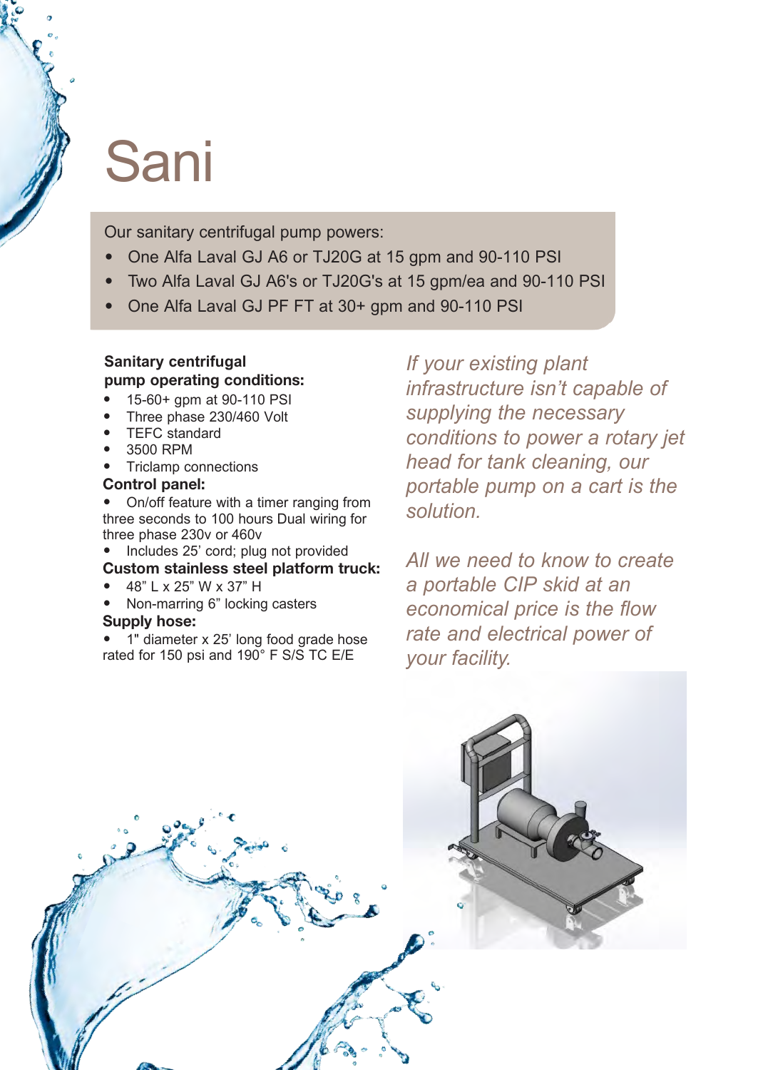// Sani

Our sanitary centrifugal pump powers:

- One Alfa Laval GJ A6 or TJ20G at 15 gpm and 90-110 PSI
- Two Alfa Laval GJ A6's or TJ20G's at 15 gpm/ea and 90-110 PSI
- One Alfa Laval GJ PF FT at 30+ gpm and 90-110 PSI

**Sanitary centrifugal pump operating conditions:**

- 15-60+ gpm at 90-110 PSI
- Three phase 230/460 Volt
- TEFC standard
- 3500 RPM
- Triclamp connections

**Control panel:**

- On/off feature with a timer ranging from three seconds to 100 hours Dual wiring for three phase 230v or 460v
- Includes 25' cord; plug not provided

**Custom stainless steel platform truck:**

- 48" L x 25" W x 37" H
- Non-marring 6" locking casters

**Supply hose:**

- 1" diameter x 25' long food grade hose rated for 150 psi and 190° F S/S TC E/E

*If your existing plant infrastructure isn't capable of supplying the necessary conditions to power a rotary jet head for tank cleaning, our portable pump on a cart is the solution.*

*All we need to know to create a portable CIP skid at an economical price is the flow rate and electrical power of your facility.*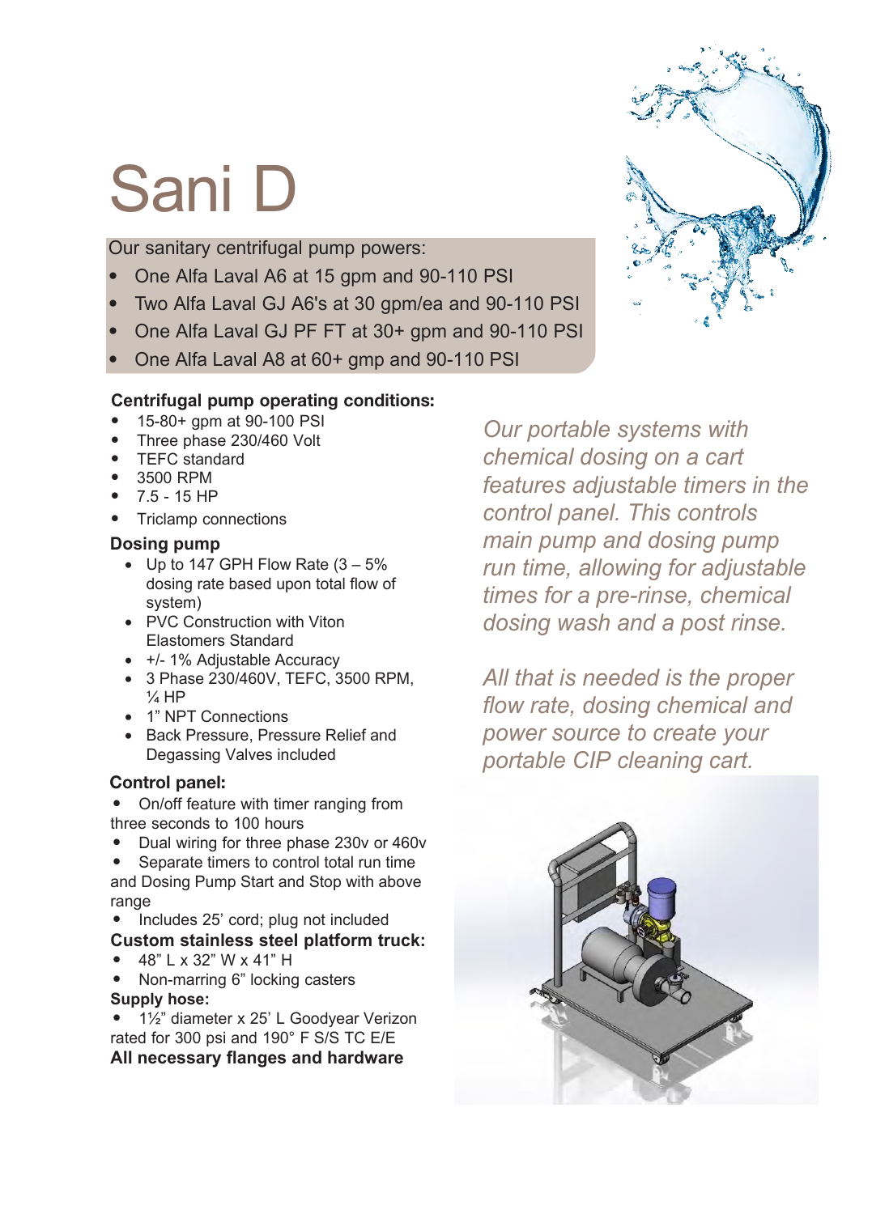# Sani D

Our sanitary centrifugal pump powers:

- One Alfa Laval A6 at 15 gpm and 90-110 PSI
- Two Alfa Laval GJ A6's at 30 gpm/ea and 90-110 PSI
- One Alfa Laval GJ PF FT at 30+ gpm and 90-110 PSI
- One Alfa Laval A8 at 60+ gmp and 90-110 PSI

**Centrifugal pump operating conditions:**

- 15-80+ gpm at 90-100 PSI
- Three phase 230/460 Volt
- TEFC standard
- 3500 RPM
- 7.5 - 15 HP
- Triclamp connections

**Dosing pump**

- Up to 147 GPH Flow Rate (3 – 5% dosing rate based upon total flow of system)
- PVC Construction with Viton Elastomers Standard
- +/- 1% Adjustable Accuracy
- 3 Phase 230/460V, TEFC, 3500 RPM, ¼ HP
- 1" NPT Connections
- Back Pressure, Pressure Relief and Degassing Valves included

**Control panel:**

- On/off feature with timer ranging from three seconds to 100 hours
- Dual wiring for three phase 230v or 460v
- Separate timers to control total run time and Dosing Pump Start and Stop with above range
- Includes 25' cord; plug not included

**Custom stainless steel platform truck:**

- 48" L x 32" W x 41" H
- Non-marring 6" locking casters

**Supply hose:**

- 1½" diameter x 25' L Goodyear Verizon rated for 300 psi and 190° F S/S TC E/E

**All necessary flanges and hardware**

*Our portable systems with chemical dosing on a cart features adjustable timers in the control panel. This controls main pump and dosing pump run time, allowing for adjustable times for a pre-rinse, chemical dosing wash and a post rinse.*

*All that is needed is the proper flow rate, dosing chemical and power source to create your portable CIP cleaning cart.*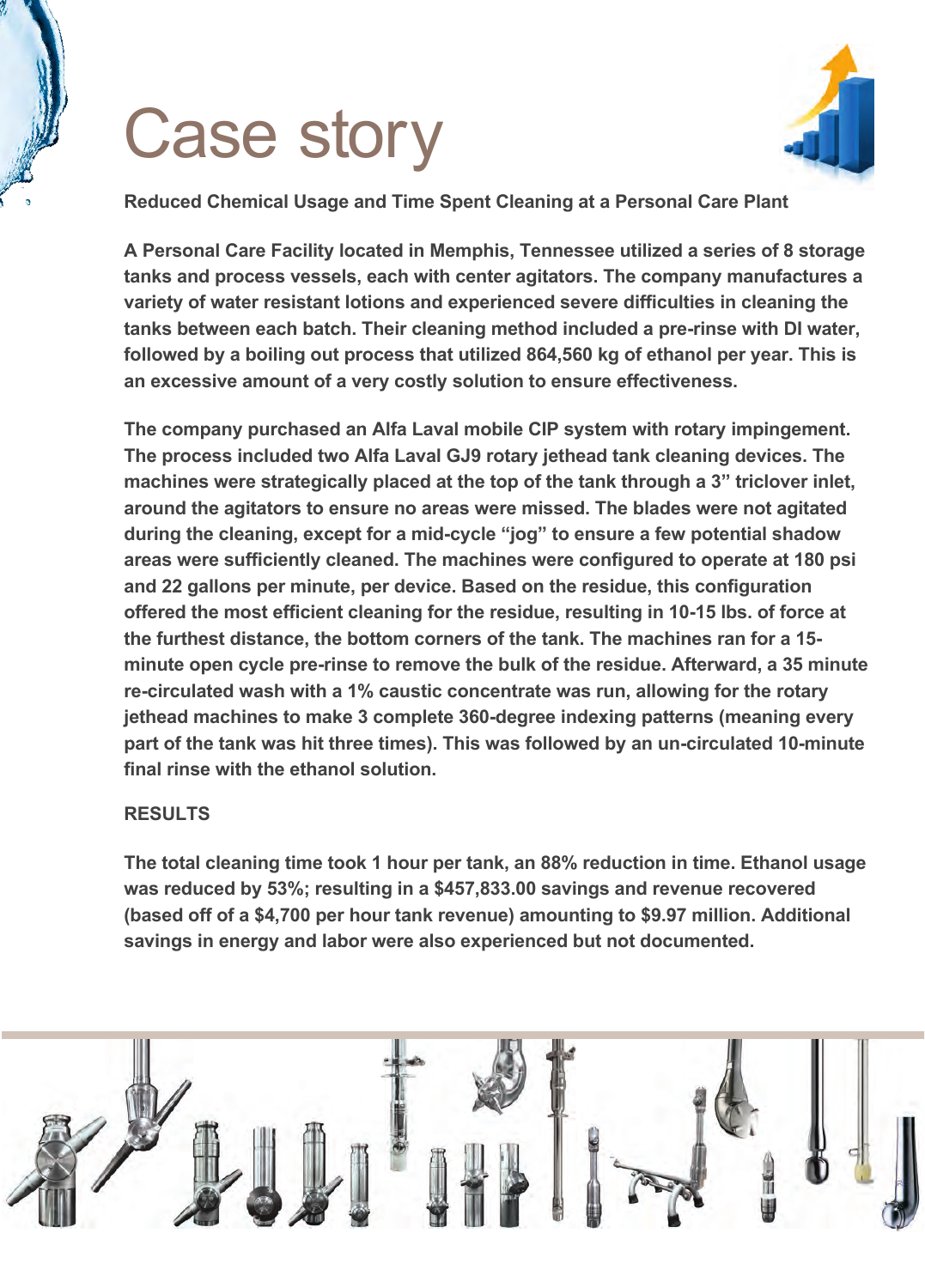# Case story

**Reduced Chemical Usage and Time Spent Cleaning at a Personal Care Plant**

**A Personal Care Facility located in Memphis, Tennessee utilized a series of 8 storage tanks and process vessels, each with center agitators. The company manufactures a variety of water resistant lotions and experienced severe difficulties in cleaning the tanks between each batch. Their cleaning method included a pre-rinse with DI water, followed by a boiling out process that utilized 864,560 kg of ethanol per year. This is an excessive amount of a very costly solution to ensure effectiveness.**

**The company purchased an Alfa Laval mobile CIP system with rotary impingement. The process included two Alfa Laval GJ9 rotary jethead tank cleaning devices. The machines were strategically placed at the top of the tank through a 3" triclover inlet, around the agitators to ensure no areas were missed. The blades were not agitated during the cleaning, except for a mid-cycle "jog" to ensure a few potential shadow areas were sufficiently cleaned. The machines were configured to operate at 180 psi and 22 gallons per minute, per device. Based on the residue, this configuration offered the most efficient cleaning for the residue, resulting in 10-15 lbs. of force at the furthest distance, the bottom corners of the tank. The machines ran for a 15-minute open cycle pre-rinse to remove the bulk of the residue. Afterward, a 35 minute re-circulated wash with a 1% caustic concentrate was run, allowing for the rotary jethead machines to make 3 complete 360-degree indexing patterns (meaning every part of the tank was hit three times). This was followed by an un-circulated 10-minute final rinse with the ethanol solution.**

**RESULTS**

**The total cleaning time took 1 hour per tank, an 88% reduction in time. Ethanol usage was reduced by 53%; resulting in a $457,833.00 savings and revenue recovered (based off of a $4,700 per hour tank revenue) amounting to $9.97 million. Additional savings in energy and labor were also experienced but not documented.**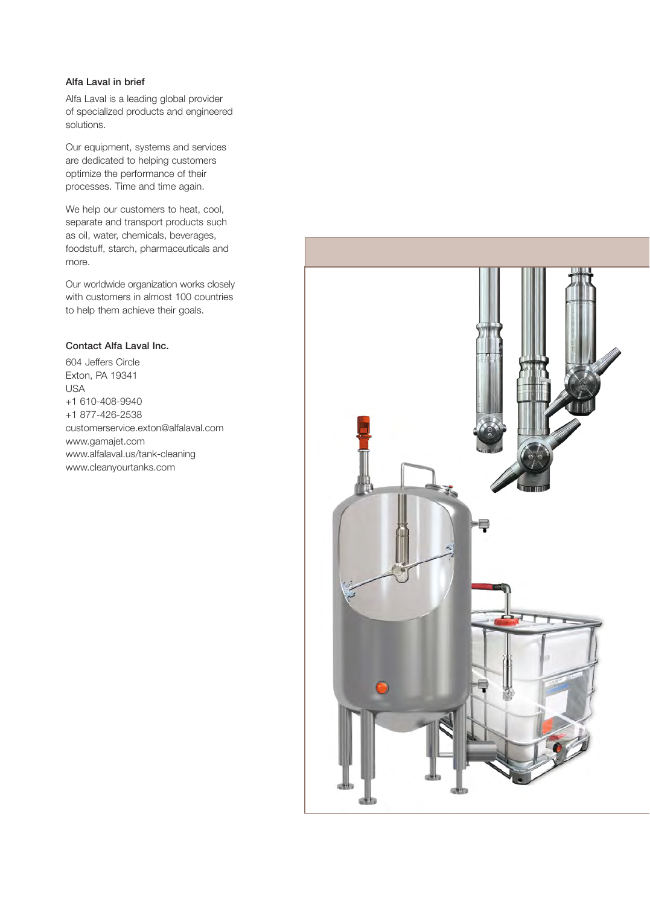### Alfa Laval in brief

Alfa Laval is a leading global provider of specialized products and engineered solutions.

Our equipment, systems and services are dedicated to helping customers optimize the performance of their processes. Time and time again.

We help our customers to heat, cool, separate and transport products such as oil, water, chemicals, beverages, foodstuff, starch, pharmaceuticals and more.

Our worldwide organization works closely with customers in almost 100 countries to help them achieve their goals.

### Contact Alfa Laval Inc.

604 Jeffers Circle
Exton, PA 19341
USA
+1 610-408-9940
+1 877-426-2538
customerservice.exton@alfalaval.com
www.gamajet.com
www.alfalaval.us/tank-cleaning
www.cleanyourtanks.com